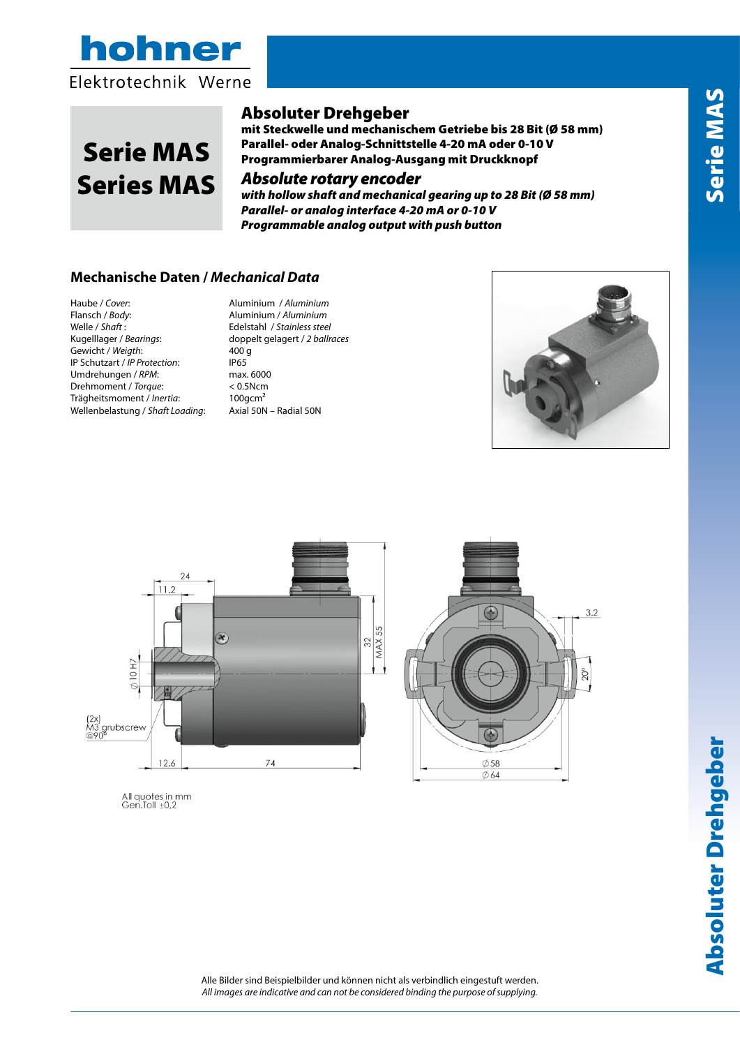# Serie MAS
# Series MAS

## Absoluter Drehgeber

**mit Steckwelle und mechanischem Getriebe bis 28 Bit (Ø 58 mm)**
**Parallel- oder Analog-Schnittstelle 4-20 mA oder 0-10 V**
**Programmierbarer Analog-Ausgang mit Druckknopf**

## *Absolute rotary encoder*

***with hollow shaft and mechanical gearing up to 28 Bit (Ø 58 mm)***
***Parallel- or analog interface 4-20 mA or 0-10 V***
***Programmable analog output with push button***

### Mechanische Daten / *Mechanical Data*

| | |
|---|---|
| Haube / *Cover*: | Aluminium / *Aluminium* |
| Flansch / *Body*: | Aluminium / *Aluminium* |
| Welle / *Shaft* : | Edelstahl / *Stainless steel* |
| Kugelllager / *Bearings*: | doppelt gelagert / *2 ballraces* |
| Gewicht / *Weigth*: | 400 g |
| IP Schutzart / *IP Protection*: | IP65 |
| Umdrehungen / *RPM*: | max. 6000 |
| Drehmoment / *Torque*: | < 0.5Ncm |
| Trägheitsmoment / *Inertia*: | 100gcm² |
| Wellenbelastung / *Shaft Loading*: | Axial 50N – Radial 50N |

24
11.2
Ø 10 H7
(2x) M3 grubscrew @90°
12.6
74
32
MAX 55
3.2
20°
Ø 58
Ø 64

All quotes in mm
Gen.Toll ±0,2

Alle Bilder sind Beispielbilder und können nicht als verbindlich eingestuft werden.
*All images are indicative and can not be considered binding the purpose of supplying.*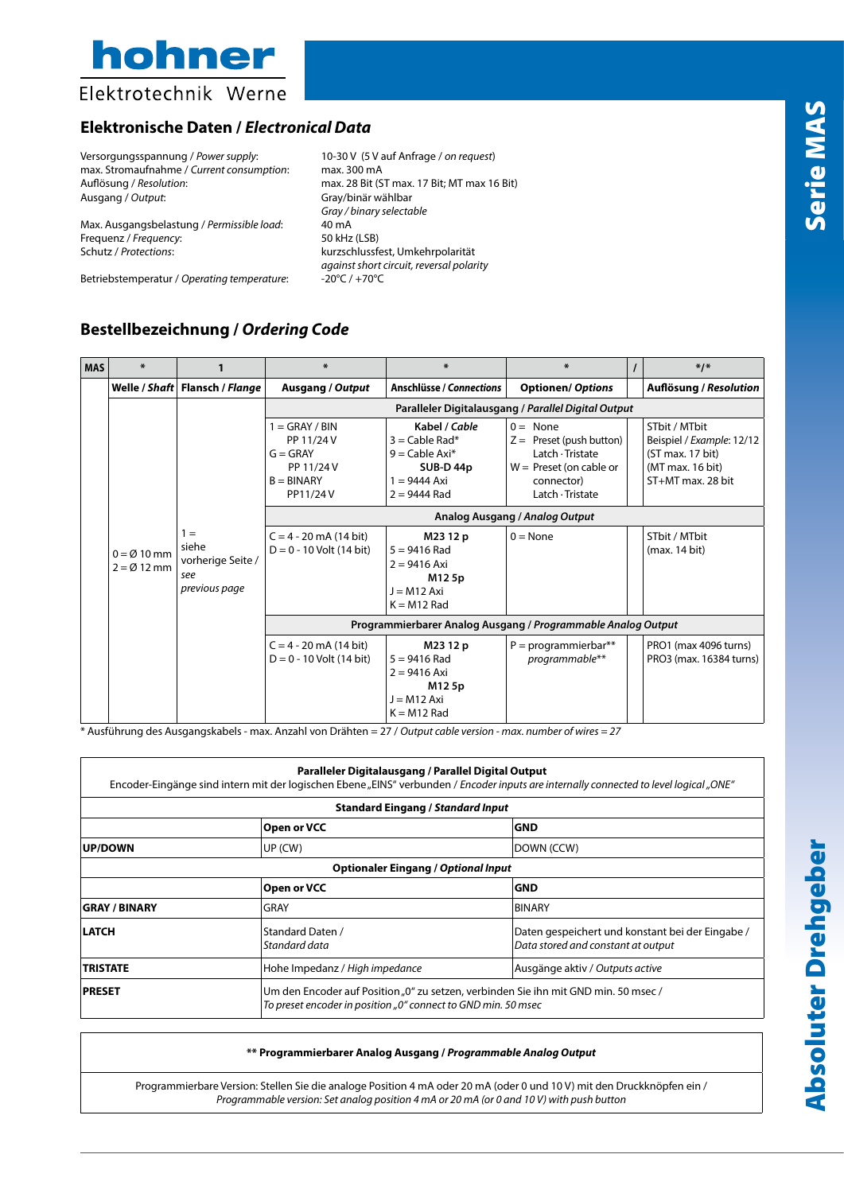hohner

Elektrotechnik Werne

## Elektronische Daten / *Electronical Data*

| | |
|---|---|
| Versorgungsspannung / *Power supply*: | 10-30 V (5 V auf Anfrage / *on request*) |
| max. Stromaufnahme / *Current consumption*: | max. 300 mA |
| Auflösung / *Resolution*: | max. 28 Bit (ST max. 17 Bit; MT max 16 Bit) |
| Ausgang / *Output*: | Gray/binär wählbar<br>*Gray / binary selectable* |
| Max. Ausgangsbelastung / *Permissible load*: | 40 mA |
| Frequenz / *Frequency*: | 50 kHz (LSB) |
| Schutz / *Protections*: | kurzschlussfest, Umkehrpolarität<br>*against short circuit, reversal polarity* |
| Betriebstemperatur / *Operating temperature*: | -20°C / +70°C |

## Bestellbezeichnung / *Ordering Code*

| MAS | * | 1 | * | * | * | / | */* |
|---|---|---|---|---|---|---|---|
| | **Welle / *Shaft*** | **Flansch / *Flange*** | **Ausgang / *Output*** | **Anschlüsse / *Connections*** | **Optionen/ *Options*** | | **Auflösung / *Resolution*** |
| | 0 = Ø 10 mm<br>2 = Ø 12 mm | 1 = siehe vorherige Seite / *see previous page* | **Paralleler Digitalausgang / *Parallel Digital Output*** | | | | |
| | | | 1 = GRAY / BIN PP 11/24 V<br>G = GRAY PP 11/24 V<br>B = BINARY PP11/24 V | **Kabel / *Cable***<br>3 = Cable Rad*<br>9 = Cable Axi*<br>**SUB-D 44p**<br>1 = 9444 Axi<br>2 = 9444 Rad | 0 = None<br>Z = Preset (push button) Latch · Tristate<br>W = Preset (on cable or connector) Latch · Tristate | | STbit / MTbit<br>Beispiel / *Example*: 12/12<br>(ST max. 17 bit)<br>(MT max. 16 bit)<br>ST+MT max. 28 bit |
| | | | **Analog Ausgang / *Analog Output*** | | | | |
| | | | C = 4 - 20 mA (14 bit)<br>D = 0 - 10 Volt (14 bit) | **M23 12 p**<br>5 = 9416 Rad<br>2 = 9416 Axi<br>**M12 5p**<br>J = M12 Axi<br>K = M12 Rad | 0 = None | | STbit / MTbit<br>(max. 14 bit) |
| | | | **Programmierbarer Analog Ausgang / *Programmable Analog Output*** | | | | |
| | | | C = 4 - 20 mA (14 bit)<br>D = 0 - 10 Volt (14 bit) | **M23 12 p**<br>5 = 9416 Rad<br>2 = 9416 Axi<br>**M12 5p**<br>J = M12 Axi<br>K = M12 Rad | P = programmierbar**<br>*programmable*** | | PRO1 (max 4096 turns)<br>PRO3 (max. 16384 turns) |

\* Ausführung des Ausgangskabels - max. Anzahl von Drähten = 27 / *Output cable version - max. number of wires = 27*

**Paralleler Digitalausgang / *Parallel Digital Output***

Encoder-Eingänge sind intern mit der logischen Ebene „EINS" verbunden / *Encoder inputs are internally connected to level logical „ONE"*

| **Standard Eingang / *Standard Input*** | | |
|---|---|---|
| | **Open or VCC** | **GND** |
| **UP/DOWN** | UP (CW) | DOWN (CCW) |
| **Optionaler Eingang / *Optional Input*** | | |
| | **Open or VCC** | **GND** |
| **GRAY / BINARY** | GRAY | BINARY |
| **LATCH** | Standard Daten / *Standard data* | Daten gespeichert und konstant bei der Eingabe / *Data stored and constant at output* |
| **TRISTATE** | Hohe Impedanz / *High impedance* | Ausgänge aktiv / *Outputs active* |
| **PRESET** | Um den Encoder auf Position „0" zu setzen, verbinden Sie ihn mit GND min. 50 msec / *To preset encoder in position „0" connect to GND min. 50 msec* | |

**\*\* Programmierbarer Analog Ausgang / *Programmable Analog Output***

Programmierbare Version: Stellen Sie die analoge Position 4 mA oder 20 mA (oder 0 und 10 V) mit den Druckknöpfen ein / *Programmable version: Set analog position 4 mA or 20 mA (or 0 and 10 V) with push button*

**Serie MAS**

**Absoluter Drehgeber**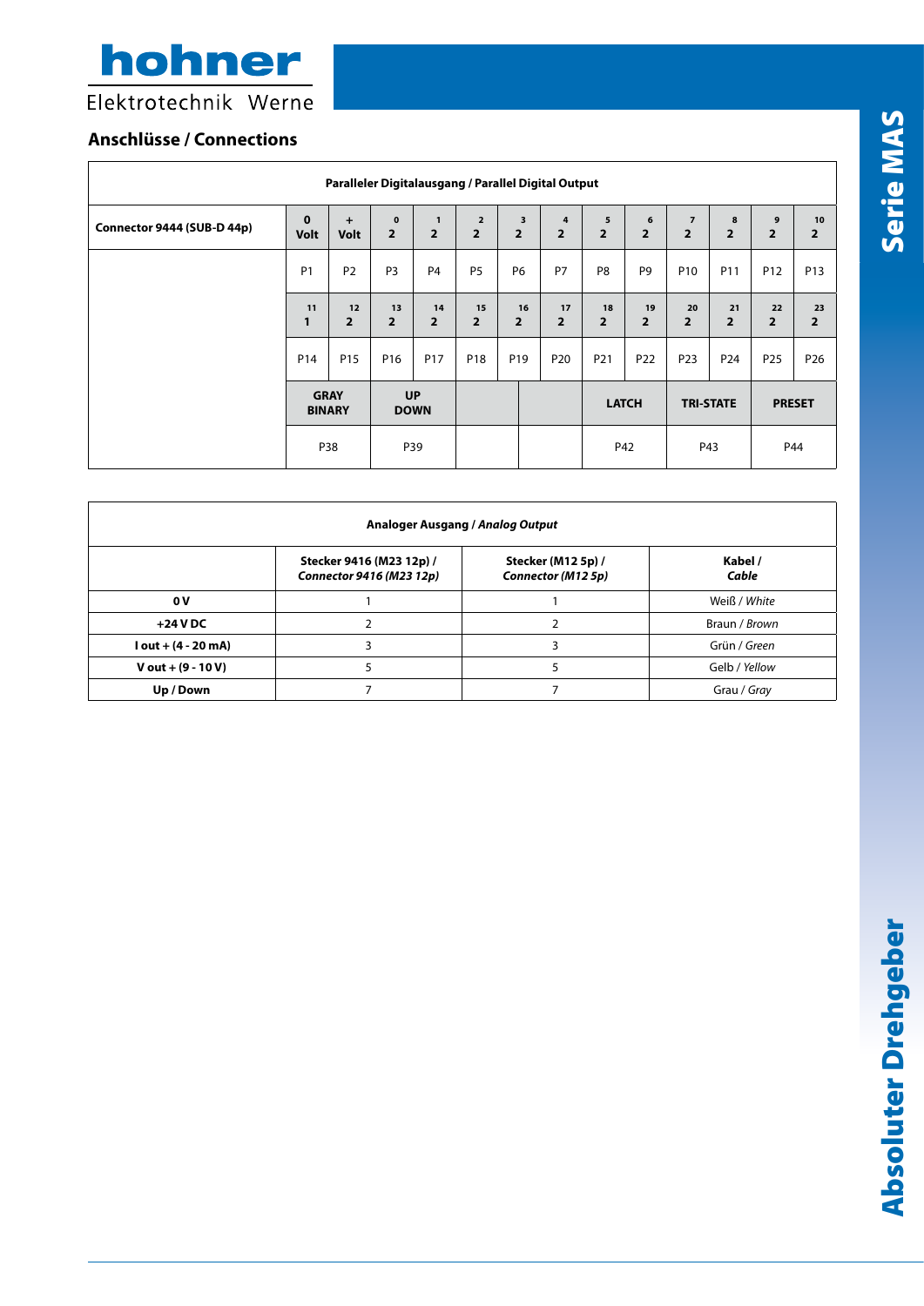## Anschlüsse / Connections

| Paralleler Digitalausgang / Parallel Digital Output | | | | | | | | | | | | | |
|---|---|---|---|---|---|---|---|---|---|---|---|---|---|
| **Connector 9444 (SUB-D 44p)** | **0 Volt** | **+ Volt** | $2^0$ | $2^1$ | $2^2$ | $2^3$ | $2^4$ | $2^5$ | $2^6$ | $2^7$ | $2^8$ | $2^9$ | $2^{10}$ |
| | P1 | P2 | P3 | P4 | P5 | P6 | P7 | P8 | P9 | P10 | P11 | P12 | P13 |
| | $1^{11}$ | $2^{12}$ | $2^{13}$ | $2^{14}$ | $2^{15}$ | $2^{16}$ | $2^{17}$ | $2^{18}$ | $2^{19}$ | $2^{20}$ | $2^{21}$ | $2^{22}$ | $2^{23}$ |
| | P14 | P15 | P16 | P17 | P18 | P19 | P20 | P21 | P22 | P23 | P24 | P25 | P26 |
| | **GRAY BINARY** | | **UP DOWN** | | | | | **LATCH** | | **TRI-STATE** | | **PRESET** | |
| | P38 | | P39 | | | | | P42 | | P43 | | P44 | |

| Analoger Ausgang / *Analog Output* | | | |
|---|---|---|---|
| | **Stecker 9416 (M23 12p) /** ***Connector 9416 (M23 12p)*** | **Stecker (M12 5p) /** ***Connector (M12 5p)*** | **Kabel /** ***Cable*** |
| **0 V** | 1 | 1 | Weiß / *White* |
| **+24 V DC** | 2 | 2 | Braun / *Brown* |
| **I out + (4 - 20 mA)** | 3 | 3 | Grün / *Green* |
| **V out + (9 - 10 V)** | 5 | 5 | Gelb / *Yellow* |
| **Up / Down** | 7 | 7 | Grau / *Gray* |